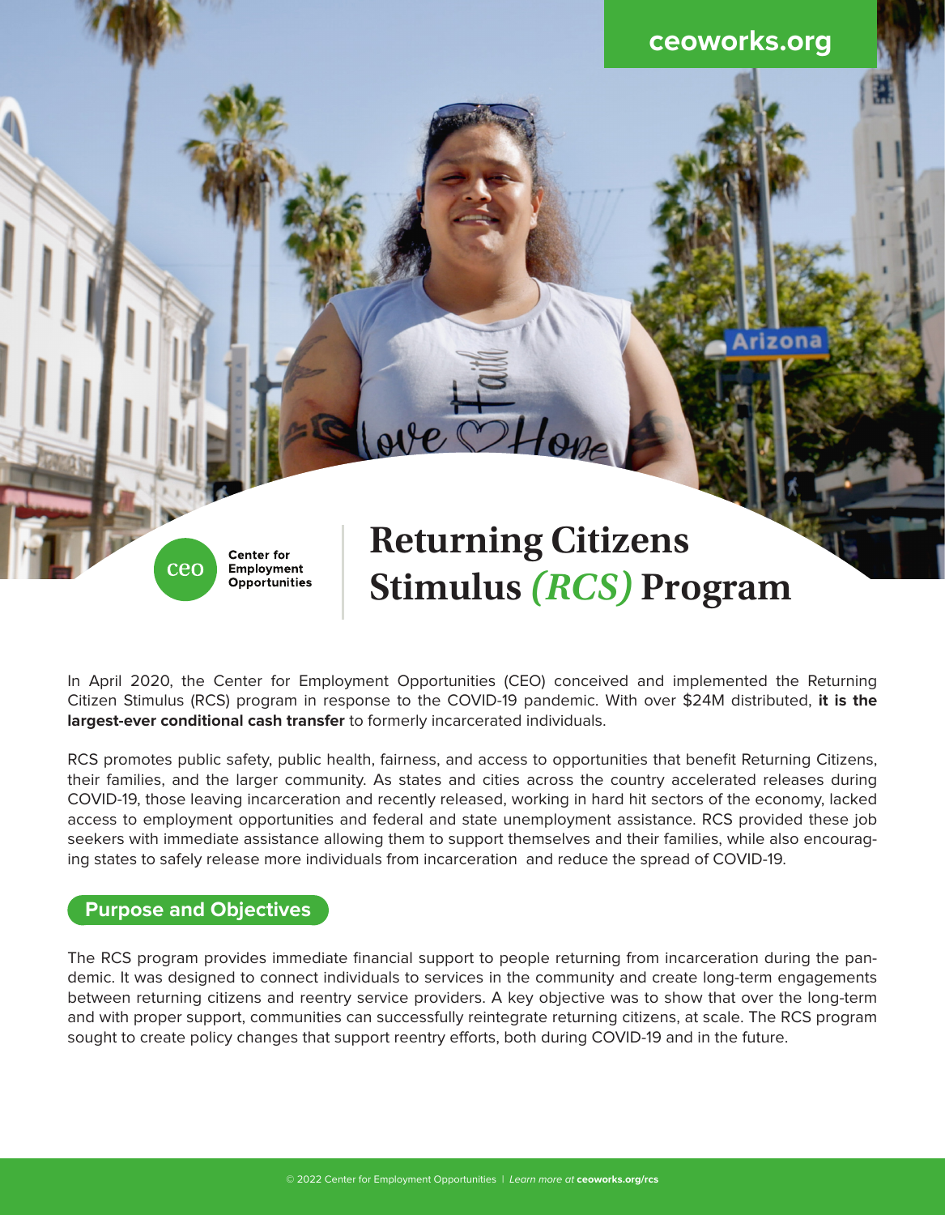ceoworks.org

ceo Center for Employment Opportunities

# Returning Citizens Stimulus *(RCS)* Program

In April 2020, the Center for Employment Opportunities (CEO) conceived and implemented the Returning Citizen Stimulus (RCS) program in response to the COVID-19 pandemic. With over $24M distributed, **it is the largest-ever conditional cash transfer** to formerly incarcerated individuals.

RCS promotes public safety, public health, fairness, and access to opportunities that benefit Returning Citizens, their families, and the larger community. As states and cities across the country accelerated releases during COVID-19, those leaving incarceration and recently released, working in hard hit sectors of the economy, lacked access to employment opportunities and federal and state unemployment assistance. RCS provided these job seekers with immediate assistance allowing them to support themselves and their families, while also encouraging states to safely release more individuals from incarceration and reduce the spread of COVID-19.

## Purpose and Objectives

The RCS program provides immediate financial support to people returning from incarceration during the pandemic. It was designed to connect individuals to services in the community and create long-term engagements between returning citizens and reentry service providers. A key objective was to show that over the long-term and with proper support, communities can successfully reintegrate returning citizens, at scale. The RCS program sought to create policy changes that support reentry efforts, both during COVID-19 and in the future.

© 2022 Center for Employment Opportunities | *Learn more at* **ceoworks.org/rcs**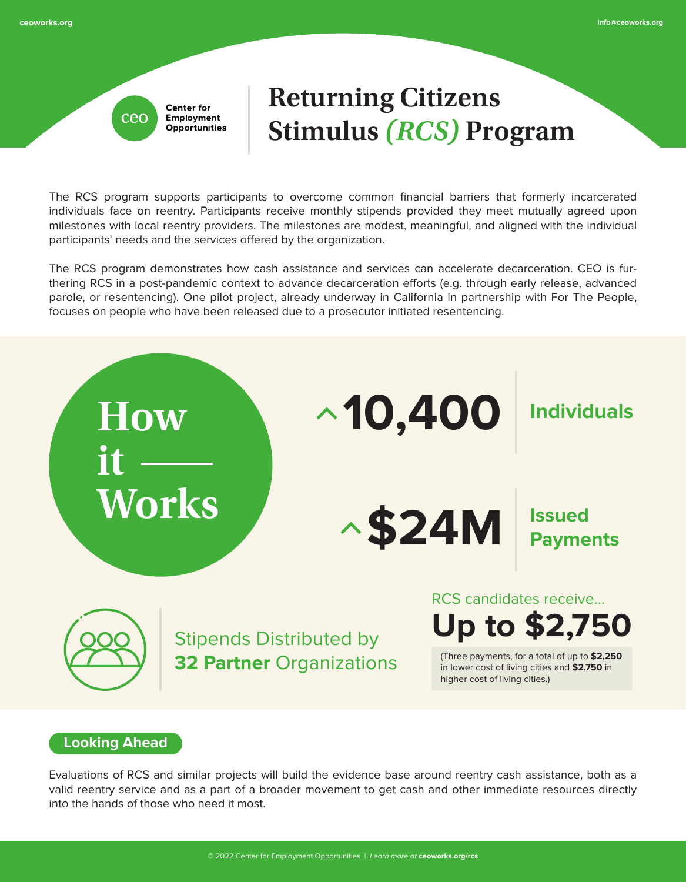Center for Employment Opportunities

# Returning Citizens Stimulus *(RCS)* Program

The RCS program supports participants to overcome common financial barriers that formerly incarcerated individuals face on reentry. Participants receive monthly stipends provided they meet mutually agreed upon milestones with local reentry providers. The milestones are modest, meaningful, and aligned with the individual participants' needs and the services offered by the organization.

The RCS program demonstrates how cash assistance and services can accelerate decarceration. CEO is furthering RCS in a post-pandemic context to advance decarceration efforts (e.g. through early release, advanced parole, or resentencing). One pilot project, already underway in California in partnership with For The People, focuses on people who have been released due to a prosecutor initiated resentencing.

## How it Works

**^10,400** Individuals

**^$24M** Issued Payments

Stipends Distributed by **32 Partner** Organizations

RCS candidates receive...

**Up to $2,750**

(Three payments, for a total of up to **$2,250** in lower cost of living cities and **$2,750** in higher cost of living cities.)

## Looking Ahead

Evaluations of RCS and similar projects will build the evidence base around reentry cash assistance, both as a valid reentry service and as a part of a broader movement to get cash and other immediate resources directly into the hands of those who need it most.

© 2022 Center for Employment Opportunities | *Learn more at* **ceoworks.org/rcs**